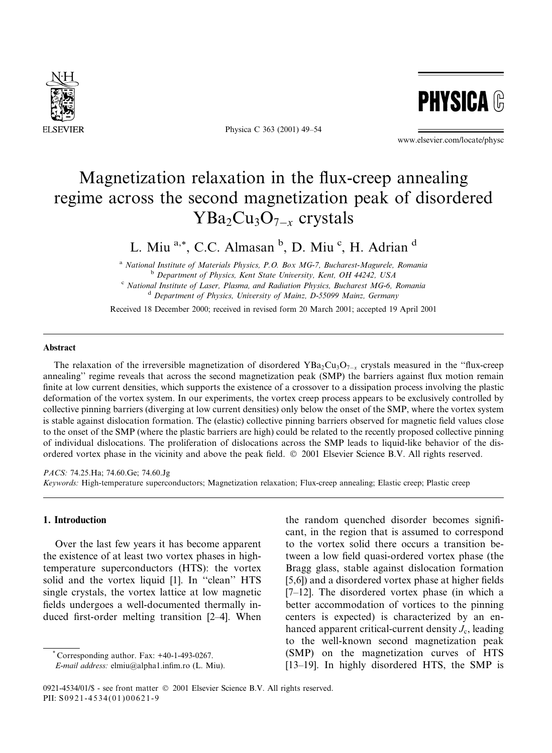# Magnetization relaxation in the flux-creep annealing regime across the second magnetization peak of disordered $YBa_2Cu_3O_{7-x}$ crystals

L. Miu [a,*], C.C. Almasan [b], D. Miu [c], H. Adrian [d]

[a] National Institute of Materials Physics, P.O. Box MG-7, Bucharest-Magurele, Romania
[b] Department of Physics, Kent State University, Kent, OH 44242, USA
[c] National Institute of Laser, Plasma, and Radiation Physics, Bucharest MG-6, Romania
[d] Department of Physics, University of Mainz, D-55099 Mainz, Germany

Received 18 December 2000; received in revised form 20 March 2001; accepted 19 April 2001

## Abstract

The relaxation of the irreversible magnetization of disordered $YBa_2Cu_3O_{7-x}$ crystals measured in the "flux-creep annealing" regime reveals that across the second magnetization peak (SMP) the barriers against flux motion remain finite at low current densities, which supports the existence of a crossover to a dissipation process involving the plastic deformation of the vortex system. In our experiments, the vortex creep process appears to be exclusively controlled by collective pinning barriers (diverging at low current densities) only below the onset of the SMP, where the vortex system is stable against dislocation formation. The (elastic) collective pinning barriers observed for magnetic field values close to the onset of the SMP (where the plastic barriers are high) could be related to the recently proposed collective pinning of individual dislocations. The proliferation of dislocations across the SMP leads to liquid-like behavior of the disordered vortex phase in the vicinity and above the peak field. © 2001 Elsevier Science B.V. All rights reserved.

*PACS:* 74.25.Ha; 74.60.Ge; 74.60.Jg

*Keywords:* High-temperature superconductors; Magnetization relaxation; Flux-creep annealing; Elastic creep; Plastic creep

## 1. Introduction

Over the last few years it has become apparent the existence of at least two vortex phases in high-temperature superconductors (HTS): the vortex solid and the vortex liquid [1]. In "clean" HTS single crystals, the vortex lattice at low magnetic fields undergoes a well-documented thermally induced first-order melting transition [2–4]. When the random quenched disorder becomes significant, in the region that is assumed to correspond to the vortex solid there occurs a transition between a low field quasi-ordered vortex phase (the Bragg glass, stable against dislocation formation [5,6]) and a disordered vortex phase at higher fields [7–12]. The disordered vortex phase (in which a better accommodation of vortices to the pinning centers is expected) is characterized by an enhanced apparent critical-current density $J_c$, leading to the well-known second magnetization peak (SMP) on the magnetization curves of HTS [13–19]. In highly disordered HTS, the SMP is

\* Corresponding author. Fax: +40-1-493-0267.
*E-mail address:* elmiu@alpha1.infim.ro (L. Miu).

0921-4534/01/$ - see front matter © 2001 Elsevier Science B.V. All rights reserved.
PII: S0921-4534(01)00621-9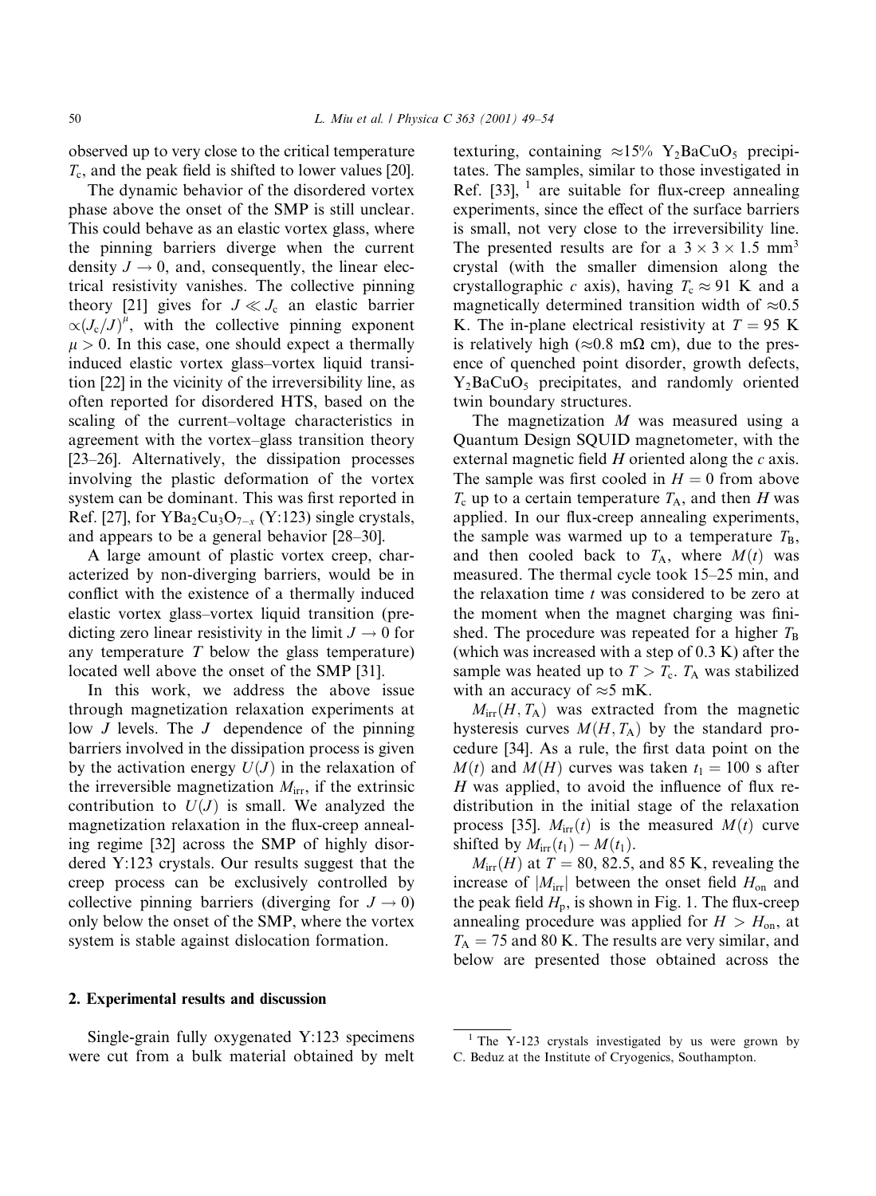observed up to very close to the critical temperature $T_c$, and the peak field is shifted to lower values [20].

The dynamic behavior of the disordered vortex phase above the onset of the SMP is still unclear. This could behave as an elastic vortex glass, where the pinning barriers diverge when the current density $J \to 0$, and, consequently, the linear electrical resistivity vanishes. The collective pinning theory [21] gives for $J \ll J_c$ an elastic barrier $\propto (J_c/J)^{\mu}$, with the collective pinning exponent $\mu > 0$. In this case, one should expect a thermally induced elastic vortex glass–vortex liquid transition [22] in the vicinity of the irreversibility line, as often reported for disordered HTS, based on the scaling of the current–voltage characteristics in agreement with the vortex–glass transition theory [23–26]. Alternatively, the dissipation processes involving the plastic deformation of the vortex system can be dominant. This was first reported in Ref. [27], for $YBa_2Cu_3O_{7-x}$ (Y:123) single crystals, and appears to be a general behavior [28–30].

A large amount of plastic vortex creep, characterized by non-diverging barriers, would be in conflict with the existence of a thermally induced elastic vortex glass–vortex liquid transition (predicting zero linear resistivity in the limit $J \to 0$ for any temperature $T$ below the glass temperature) located well above the onset of the SMP [31].

In this work, we address the above issue through magnetization relaxation experiments at low $J$ levels. The $J$ dependence of the pinning barriers involved in the dissipation process is given by the activation energy $U(J)$ in the relaxation of the irreversible magnetization $M_{irr}$, if the extrinsic contribution to $U(J)$ is small. We analyzed the magnetization relaxation in the flux-creep annealing regime [32] across the SMP of highly disordered Y:123 crystals. Our results suggest that the creep process can be exclusively controlled by collective pinning barriers (diverging for $J \to 0$) only below the onset of the SMP, where the vortex system is stable against dislocation formation.

## 2. Experimental results and discussion

Single-grain fully oxygenated Y:123 specimens were cut from a bulk material obtained by melt texturing, containing $\approx$15% $Y_2BaCuO_5$ precipitates. The samples, similar to those investigated in Ref. [33], [1] are suitable for flux-creep annealing experiments, since the effect of the surface barriers is small, not very close to the irreversibility line. The presented results are for a $3 \times 3 \times 1.5$ mm$^3$ crystal (with the smaller dimension along the crystallographic $c$ axis), having $T_c \approx 91$ K and a magnetically determined transition width of $\approx$0.5 K. The in-plane electrical resistivity at $T = 95$ K is relatively high ($\approx$0.8 m$\Omega$ cm), due to the presence of quenched point disorder, growth defects, $Y_2BaCuO_5$ precipitates, and randomly oriented twin boundary structures.

The magnetization $M$ was measured using a Quantum Design SQUID magnetometer, with the external magnetic field $H$ oriented along the $c$ axis. The sample was first cooled in $H = 0$ from above $T_c$ up to a certain temperature $T_A$, and then $H$ was applied. In our flux-creep annealing experiments, the sample was warmed up to a temperature $T_B$, and then cooled back to $T_A$, where $M(t)$ was measured. The thermal cycle took 15–25 min, and the relaxation time $t$ was considered to be zero at the moment when the magnet charging was finished. The procedure was repeated for a higher $T_B$ (which was increased with a step of 0.3 K) after the sample was heated up to $T > T_c$. $T_A$ was stabilized with an accuracy of $\approx$5 mK.

$M_{irr}(H, T_A)$ was extracted from the magnetic hysteresis curves $M(H, T_A)$ by the standard procedure [34]. As a rule, the first data point on the $M(t)$ and $M(H)$ curves was taken $t_1 = 100$ s after $H$ was applied, to avoid the influence of flux redistribution in the initial stage of the relaxation process [35]. $M_{irr}(t)$ is the measured $M(t)$ curve shifted by $M_{irr}(t_1) - M(t_1)$.

$M_{irr}(H)$ at $T = 80$, 82.5, and 85 K, revealing the increase of $|M_{irr}|$ between the onset field $H_{on}$ and the peak field $H_p$, is shown in Fig. 1. The flux-creep annealing procedure was applied for $H > H_{on}$, at $T_A = 75$ and 80 K. The results are very similar, and below are presented those obtained across the

[1] The Y-123 crystals investigated by us were grown by C. Beduz at the Institute of Cryogenics, Southampton.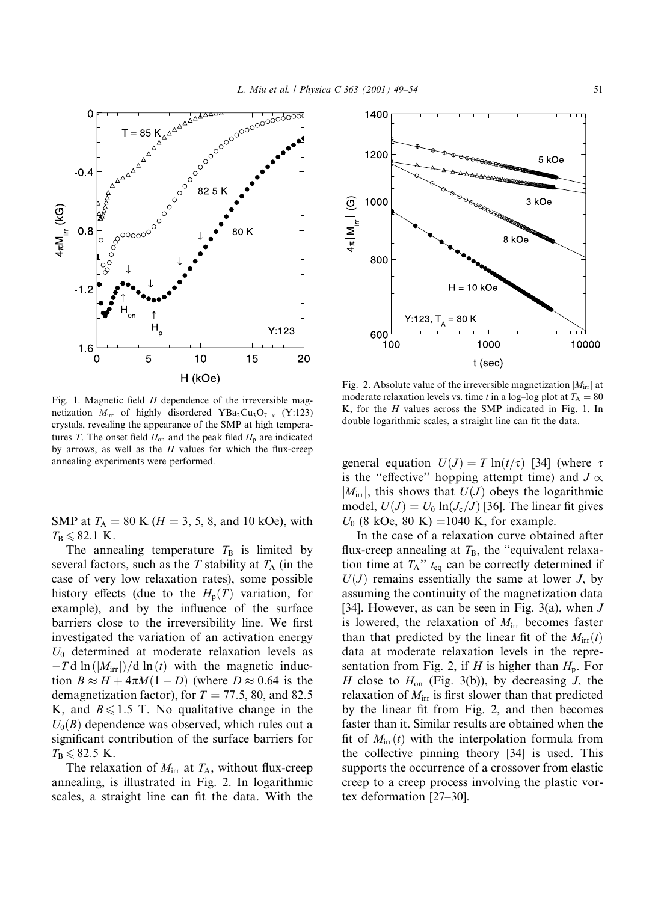Fig. 1. Magnetic field $H$ dependence of the irreversible magnetization $M_{irr}$ of highly disordered $YBa_2Cu_3O_{7-x}$ (Y:123) crystals, revealing the appearance of the SMP at high temperatures $T$. The onset field $H_{on}$ and the peak filed $H_p$ are indicated by arrows, as well as the $H$ values for which the flux-creep annealing experiments were performed.

SMP at $T_A = 80$ K ($H = 3$, 5, 8, and 10 kOe), with $T_B \leqslant 82.1$ K.

The annealing temperature $T_B$ is limited by several factors, such as the $T$ stability at $T_A$ (in the case of very low relaxation rates), some possible history effects (due to the $H_p(T)$ variation, for example), and by the influence of the surface barriers close to the irreversibility line. We first investigated the variation of an activation energy $U_0$ determined at moderate relaxation levels as $-T\,\mathrm{d}\ln(|M_{irr}|)/\mathrm{d}\ln(t)$ with the magnetic induction $B \approx H + 4\pi M(1 - D)$ (where $D \approx 0.64$ is the demagnetization factor), for $T = 77.5$, 80, and 82.5 K, and $B \leqslant 1.5$ T. No qualitative change in the $U_0(B)$ dependence was observed, which rules out a significant contribution of the surface barriers for $T_B \leqslant 82.5$ K.

The relaxation of $M_{irr}$ at $T_A$, without flux-creep annealing, is illustrated in Fig. 2. In logarithmic scales, a straight line can fit the data. With the general equation $U(J) = T\ln(t/\tau)$ [34] (where $\tau$ is the "effective" hopping attempt time) and $J \propto |M_{irr}|$, this shows that $U(J)$ obeys the logarithmic model, $U(J) = U_0 \ln(J_c/J)$ [36]. The linear fit gives $U_0$ (8 kOe, 80 K) =1040 K, for example.

Fig. 2. Absolute value of the irreversible magnetization $|M_{irr}|$ at moderate relaxation levels vs. time $t$ in a log–log plot at $T_A = 80$ K, for the $H$ values across the SMP indicated in Fig. 1. In double logarithmic scales, a straight line can fit the data.

In the case of a relaxation curve obtained after flux-creep annealing at $T_B$, the "equivalent relaxation time at $T_A$" $t_{eq}$ can be correctly determined if $U(J)$ remains essentially the same at lower $J$, by assuming the continuity of the magnetization data [34]. However, as can be seen in Fig. 3(a), when $J$ is lowered, the relaxation of $M_{irr}$ becomes faster than that predicted by the linear fit of the $M_{irr}(t)$ data at moderate relaxation levels in the representation from Fig. 2, if $H$ is higher than $H_p$. For $H$ close to $H_{on}$ (Fig. 3(b)), by decreasing $J$, the relaxation of $M_{irr}$ is first slower than that predicted by the linear fit from Fig. 2, and then becomes faster than it. Similar results are obtained when the fit of $M_{irr}(t)$ with the interpolation formula from the collective pinning theory [34] is used. This supports the occurrence of a crossover from elastic creep to a creep process involving the plastic vortex deformation [27–30].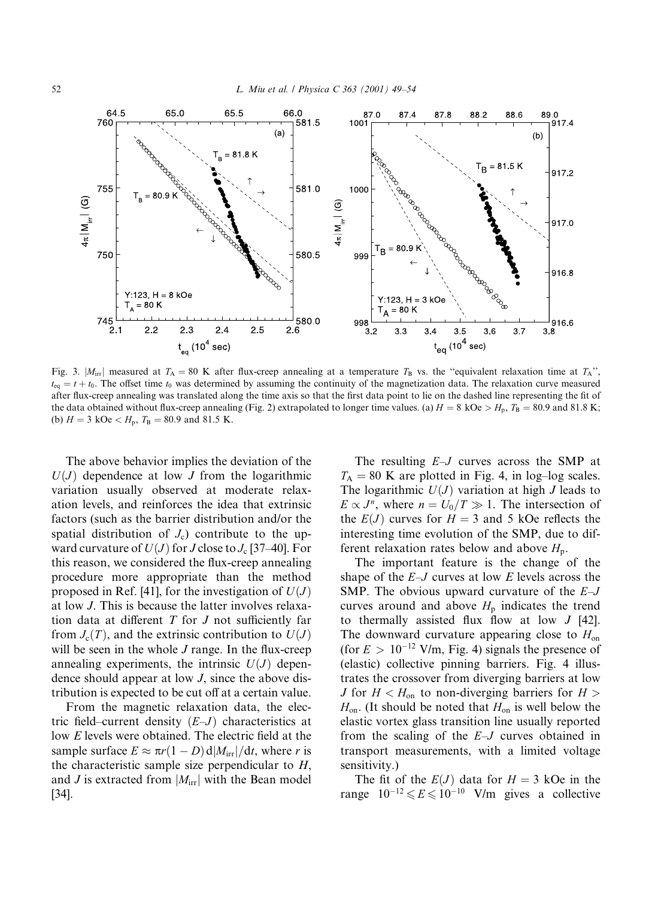Fig. 3. $|M_{irr}|$ measured at $T_A = 80$ K after flux-creep annealing at a temperature $T_B$ vs. the "equivalent relaxation time at $T_A$", $t_{eq} = t + t_0$. The offset time $t_0$ was determined by assuming the continuity of the magnetization data. The relaxation curve measured after flux-creep annealing was translated along the time axis so that the first data point to lie on the dashed line representing the fit of the data obtained without flux-creep annealing (Fig. 2) extrapolated to longer time values. (a) $H = 8$ kOe $> H_p$, $T_B = 80.9$ and 81.8 K; (b) $H = 3$ kOe $< H_p$, $T_B = 80.9$ and 81.5 K.

The above behavior implies the deviation of the $U(J)$ dependence at low $J$ from the logarithmic variation usually observed at moderate relaxation levels, and reinforces the idea that extrinsic factors (such as the barrier distribution and/or the spatial distribution of $J_c$) contribute to the upward curvature of $U(J)$ for $J$ close to $J_c$ [37–40]. For this reason, we considered the flux-creep annealing procedure more appropriate than the method proposed in Ref. [41], for the investigation of $U(J)$ at low $J$. This is because the latter involves relaxation data at different $T$ for $J$ not sufficiently far from $J_c(T)$, and the extrinsic contribution to $U(J)$ will be seen in the whole $J$ range. In the flux-creep annealing experiments, the intrinsic $U(J)$ dependence should appear at low $J$, since the above distribution is expected to be cut off at a certain value.

From the magnetic relaxation data, the electric field–current density ($E$–$J$) characteristics at low $E$ levels were obtained. The electric field at the sample surface $E \approx \pi r(1 - D)\,\mathrm{d}|M_{irr}|/\mathrm{d}t$, where $r$ is the characteristic sample size perpendicular to $H$, and $J$ is extracted from $|M_{irr}|$ with the Bean model [34].

The resulting $E$–$J$ curves across the SMP at $T_A = 80$ K are plotted in Fig. 4, in log–log scales. The logarithmic $U(J)$ variation at high $J$ leads to $E \propto J^n$, where $n = U_0/T \gg 1$. The intersection of the $E(J)$ curves for $H = 3$ and 5 kOe reflects the interesting time evolution of the SMP, due to different relaxation rates below and above $H_p$.

The important feature is the change of the shape of the $E$–$J$ curves at low $E$ levels across the SMP. The obvious upward curvature of the $E$–$J$ curves around and above $H_p$ indicates the trend to thermally assisted flux flow at low $J$ [42]. The downward curvature appearing close to $H_{on}$ (for $E > 10^{-12}$ V/m, Fig. 4) signals the presence of (elastic) collective pinning barriers. Fig. 4 illustrates the crossover from diverging barriers at low $J$ for $H < H_{on}$ to non-diverging barriers for $H > H_{on}$. (It should be noted that $H_{on}$ is well below the elastic vortex glass transition line usually reported from the scaling of the $E$–$J$ curves obtained in transport measurements, with a limited voltage sensitivity.)

The fit of the $E(J)$ data for $H = 3$ kOe in the range $10^{-12} \leqslant E \leqslant 10^{-10}$ V/m gives a collective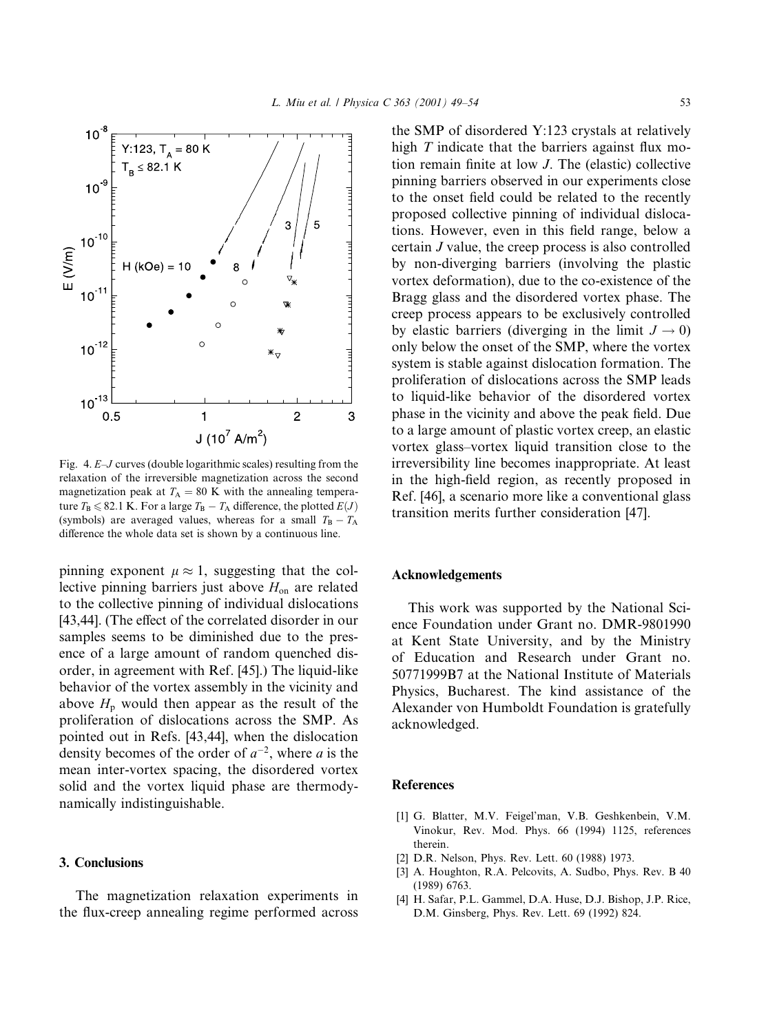Fig. 4. $E$–$J$ curves (double logarithmic scales) resulting from the relaxation of the irreversible magnetization across the second magnetization peak at $T_A = 80$ K with the annealing temperature $T_B \leqslant 82.1$ K. For a large $T_B - T_A$ difference, the plotted $E(J)$ (symbols) are averaged values, whereas for a small $T_B - T_A$ difference the whole data set is shown by a continuous line.

pinning exponent $\mu \approx 1$, suggesting that the collective pinning barriers just above $H_{on}$ are related to the collective pinning of individual dislocations [43,44]. (The effect of the correlated disorder in our samples seems to be diminished due to the presence of a large amount of random quenched disorder, in agreement with Ref. [45].) The liquid-like behavior of the vortex assembly in the vicinity and above $H_p$ would then appear as the result of the proliferation of dislocations across the SMP. As pointed out in Refs. [43,44], when the dislocation density becomes of the order of $a^{-2}$, where $a$ is the mean inter-vortex spacing, the disordered vortex solid and the vortex liquid phase are thermodynamically indistinguishable.

## 3. Conclusions

The magnetization relaxation experiments in the flux-creep annealing regime performed across the SMP of disordered Y:123 crystals at relatively high $T$ indicate that the barriers against flux motion remain finite at low $J$. The (elastic) collective pinning barriers observed in our experiments close to the onset field could be related to the recently proposed collective pinning of individual dislocations. However, even in this field range, below a certain $J$ value, the creep process is also controlled by non-diverging barriers (involving the plastic vortex deformation), due to the co-existence of the Bragg glass and the disordered vortex phase. The creep process appears to be exclusively controlled by elastic barriers (diverging in the limit $J \to 0$) only below the onset of the SMP, where the vortex system is stable against dislocation formation. The proliferation of dislocations across the SMP leads to liquid-like behavior of the disordered vortex phase in the vicinity and above the peak field. Due to a large amount of plastic vortex creep, an elastic vortex glass–vortex liquid transition close to the irreversibility line becomes inappropriate. At least in the high-field region, as recently proposed in Ref. [46], a scenario more like a conventional glass transition merits further consideration [47].

## Acknowledgements

This work was supported by the National Science Foundation under Grant no. DMR-9801990 at Kent State University, and by the Ministry of Education and Research under Grant no. 50771999B7 at the National Institute of Materials Physics, Bucharest. The kind assistance of the Alexander von Humboldt Foundation is gratefully acknowledged.

## References

[1] G. Blatter, M.V. Feigel'man, V.B. Geshkenbein, V.M. Vinokur, Rev. Mod. Phys. 66 (1994) 1125, references therein.

[2] D.R. Nelson, Phys. Rev. Lett. 60 (1988) 1973.

[3] A. Houghton, R.A. Pelcovits, A. Sudbo, Phys. Rev. B 40 (1989) 6763.

[4] H. Safar, P.L. Gammel, D.A. Huse, D.J. Bishop, J.P. Rice, D.M. Ginsberg, Phys. Rev. Lett. 69 (1992) 824.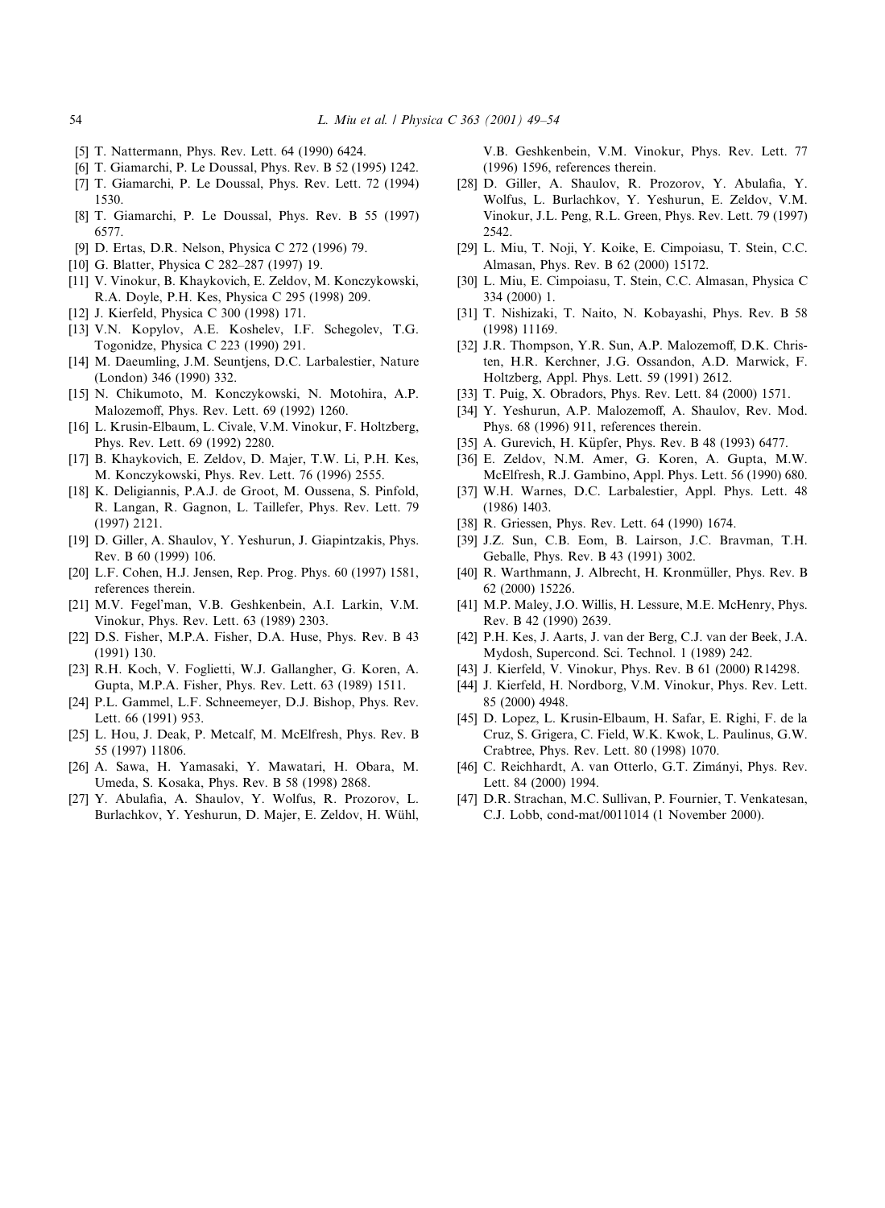[5] T. Nattermann, Phys. Rev. Lett. 64 (1990) 6424.

[6] T. Giamarchi, P. Le Doussal, Phys. Rev. B 52 (1995) 1242.

[7] T. Giamarchi, P. Le Doussal, Phys. Rev. Lett. 72 (1994) 1530.

[8] T. Giamarchi, P. Le Doussal, Phys. Rev. B 55 (1997) 6577.

[9] D. Ertas, D.R. Nelson, Physica C 272 (1996) 79.

[10] G. Blatter, Physica C 282–287 (1997) 19.

[11] V. Vinokur, B. Khaykovich, E. Zeldov, M. Konczykowski, R.A. Doyle, P.H. Kes, Physica C 295 (1998) 209.

[12] J. Kierfeld, Physica C 300 (1998) 171.

[13] V.N. Kopylov, A.E. Koshelev, I.F. Schegolev, T.G. Togonidze, Physica C 223 (1990) 291.

[14] M. Daeumling, J.M. Seuntjens, D.C. Larbalestier, Nature (London) 346 (1990) 332.

[15] N. Chikumoto, M. Konczykowski, N. Motohira, A.P. Malozemoff, Phys. Rev. Lett. 69 (1992) 1260.

[16] L. Krusin-Elbaum, L. Civale, V.M. Vinokur, F. Holtzberg, Phys. Rev. Lett. 69 (1992) 2280.

[17] B. Khaykovich, E. Zeldov, D. Majer, T.W. Li, P.H. Kes, M. Konczykowski, Phys. Rev. Lett. 76 (1996) 2555.

[18] K. Deligiannis, P.A.J. de Groot, M. Oussena, S. Pinfold, R. Langan, R. Gagnon, L. Taillefer, Phys. Rev. Lett. 79 (1997) 2121.

[19] D. Giller, A. Shaulov, Y. Yeshurun, J. Giapintzakis, Phys. Rev. B 60 (1999) 106.

[20] L.F. Cohen, H.J. Jensen, Rep. Prog. Phys. 60 (1997) 1581, references therein.

[21] M.V. Fegel'man, V.B. Geshkenbein, A.I. Larkin, V.M. Vinokur, Phys. Rev. Lett. 63 (1989) 2303.

[22] D.S. Fisher, M.P.A. Fisher, D.A. Huse, Phys. Rev. B 43 (1991) 130.

[23] R.H. Koch, V. Foglietti, W.J. Gallangher, G. Koren, A. Gupta, M.P.A. Fisher, Phys. Rev. Lett. 63 (1989) 1511.

[24] P.L. Gammel, L.F. Schneemeyer, D.J. Bishop, Phys. Rev. Lett. 66 (1991) 953.

[25] L. Hou, J. Deak, P. Metcalf, M. McElfresh, Phys. Rev. B 55 (1997) 11806.

[26] A. Sawa, H. Yamasaki, Y. Mawatari, H. Obara, M. Umeda, S. Kosaka, Phys. Rev. B 58 (1998) 2868.

[27] Y. Abulafia, A. Shaulov, Y. Wolfus, R. Prozorov, L. Burlachkov, Y. Yeshurun, D. Majer, E. Zeldov, H. Wühl, V.B. Geshkenbein, V.M. Vinokur, Phys. Rev. Lett. 77 (1996) 1596, references therein.

[28] D. Giller, A. Shaulov, R. Prozorov, Y. Abulafia, Y. Wolfus, L. Burlachkov, Y. Yeshurun, E. Zeldov, V.M. Vinokur, J.L. Peng, R.L. Green, Phys. Rev. Lett. 79 (1997) 2542.

[29] L. Miu, T. Noji, Y. Koike, E. Cimpoiasu, T. Stein, C.C. Almasan, Phys. Rev. B 62 (2000) 15172.

[30] L. Miu, E. Cimpoiasu, T. Stein, C.C. Almasan, Physica C 334 (2000) 1.

[31] T. Nishizaki, T. Naito, N. Kobayashi, Phys. Rev. B 58 (1998) 11169.

[32] J.R. Thompson, Y.R. Sun, A.P. Malozemoff, D.K. Christen, H.R. Kerchner, J.G. Ossandon, A.D. Marwick, F. Holtzberg, Appl. Phys. Lett. 59 (1991) 2612.

[33] T. Puig, X. Obradors, Phys. Rev. Lett. 84 (2000) 1571.

[34] Y. Yeshurun, A.P. Malozemoff, A. Shaulov, Rev. Mod. Phys. 68 (1996) 911, references therein.

[35] A. Gurevich, H. Küpfer, Phys. Rev. B 48 (1993) 6477.

[36] E. Zeldov, N.M. Amer, G. Koren, A. Gupta, M.W. McElfresh, R.J. Gambino, Appl. Phys. Lett. 56 (1990) 680.

[37] W.H. Warnes, D.C. Larbalestier, Appl. Phys. Lett. 48 (1986) 1403.

[38] R. Griessen, Phys. Rev. Lett. 64 (1990) 1674.

[39] J.Z. Sun, C.B. Eom, B. Lairson, J.C. Bravman, T.H. Geballe, Phys. Rev. B 43 (1991) 3002.

[40] R. Warthmann, J. Albrecht, H. Kronmüller, Phys. Rev. B 62 (2000) 15226.

[41] M.P. Maley, J.O. Willis, H. Lessure, M.E. McHenry, Phys. Rev. B 42 (1990) 2639.

[42] P.H. Kes, J. Aarts, J. van der Berg, C.J. van der Beek, J.A. Mydosh, Supercond. Sci. Technol. 1 (1989) 242.

[43] J. Kierfeld, V. Vinokur, Phys. Rev. B 61 (2000) R14298.

[44] J. Kierfeld, H. Nordborg, V.M. Vinokur, Phys. Rev. Lett. 85 (2000) 4948.

[45] D. Lopez, L. Krusin-Elbaum, H. Safar, E. Righi, F. de la Cruz, S. Grigera, C. Field, W.K. Kwok, L. Paulinus, G.W. Crabtree, Phys. Rev. Lett. 80 (1998) 1070.

[46] C. Reichhardt, A. van Otterlo, G.T. Zimányi, Phys. Rev. Lett. 84 (2000) 1994.

[47] D.R. Strachan, M.C. Sullivan, P. Fournier, T. Venkatesan, C.J. Lobb, cond-mat/0011014 (1 November 2000).